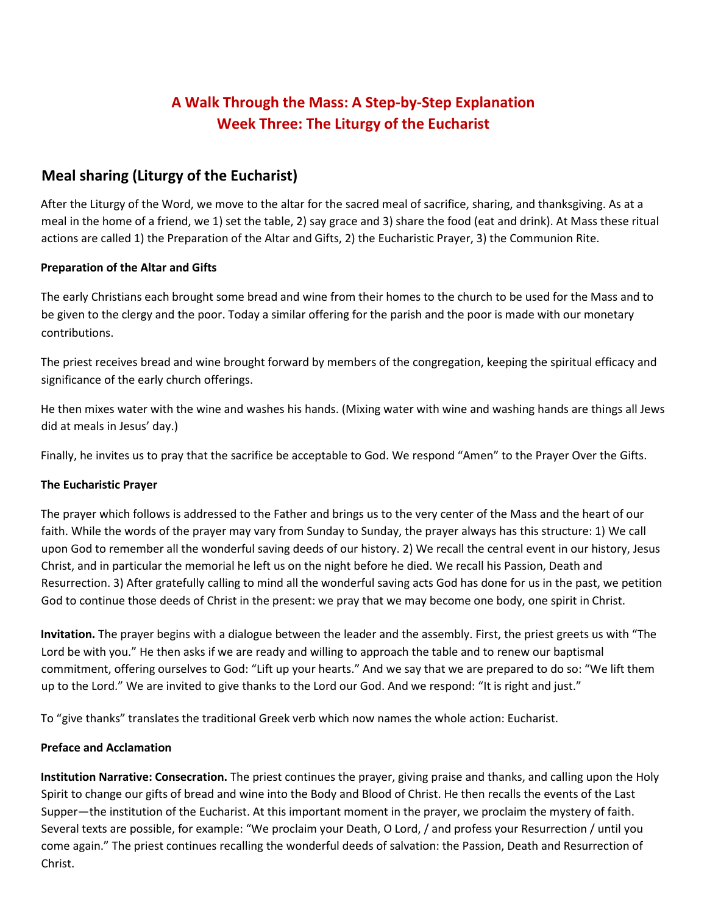# A Walk Through the Mass: A Step-by-Step Explanation
# Week Three: The Liturgy of the Eucharist

## Meal sharing (Liturgy of the Eucharist)

After the Liturgy of the Word, we move to the altar for the sacred meal of sacrifice, sharing, and thanksgiving. As at a meal in the home of a friend, we 1) set the table, 2) say grace and 3) share the food (eat and drink). At Mass these ritual actions are called 1) the Preparation of the Altar and Gifts, 2) the Eucharistic Prayer, 3) the Communion Rite.

### Preparation of the Altar and Gifts

The early Christians each brought some bread and wine from their homes to the church to be used for the Mass and to be given to the clergy and the poor. Today a similar offering for the parish and the poor is made with our monetary contributions.

The priest receives bread and wine brought forward by members of the congregation, keeping the spiritual efficacy and significance of the early church offerings.

He then mixes water with the wine and washes his hands. (Mixing water with wine and washing hands are things all Jews did at meals in Jesus' day.)

Finally, he invites us to pray that the sacrifice be acceptable to God. We respond "Amen" to the Prayer Over the Gifts.

### The Eucharistic Prayer

The prayer which follows is addressed to the Father and brings us to the very center of the Mass and the heart of our faith. While the words of the prayer may vary from Sunday to Sunday, the prayer always has this structure: 1) We call upon God to remember all the wonderful saving deeds of our history. 2) We recall the central event in our history, Jesus Christ, and in particular the memorial he left us on the night before he died. We recall his Passion, Death and Resurrection. 3) After gratefully calling to mind all the wonderful saving acts God has done for us in the past, we petition God to continue those deeds of Christ in the present: we pray that we may become one body, one spirit in Christ.

**Invitation.** The prayer begins with a dialogue between the leader and the assembly. First, the priest greets us with "The Lord be with you." He then asks if we are ready and willing to approach the table and to renew our baptismal commitment, offering ourselves to God: "Lift up your hearts." And we say that we are prepared to do so: "We lift them up to the Lord." We are invited to give thanks to the Lord our God. And we respond: "It is right and just."

To "give thanks" translates the traditional Greek verb which now names the whole action: Eucharist.

### Preface and Acclamation

**Institution Narrative: Consecration.** The priest continues the prayer, giving praise and thanks, and calling upon the Holy Spirit to change our gifts of bread and wine into the Body and Blood of Christ. He then recalls the events of the Last Supper—the institution of the Eucharist. At this important moment in the prayer, we proclaim the mystery of faith. Several texts are possible, for example: "We proclaim your Death, O Lord, / and profess your Resurrection / until you come again." The priest continues recalling the wonderful deeds of salvation: the Passion, Death and Resurrection of Christ.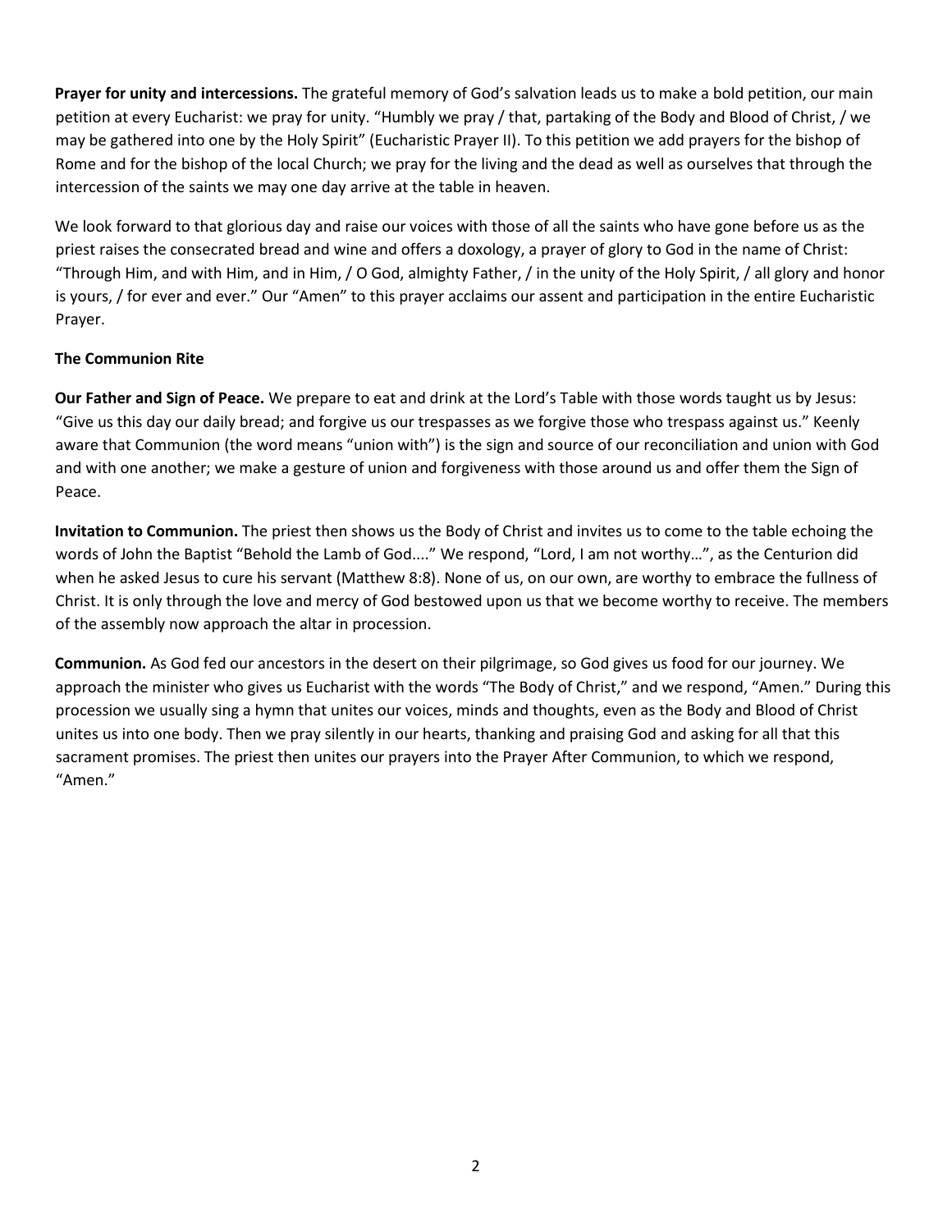**Prayer for unity and intercessions.** The grateful memory of God's salvation leads us to make a bold petition, our main petition at every Eucharist: we pray for unity. "Humbly we pray / that, partaking of the Body and Blood of Christ, / we may be gathered into one by the Holy Spirit" (Eucharistic Prayer II). To this petition we add prayers for the bishop of Rome and for the bishop of the local Church; we pray for the living and the dead as well as ourselves that through the intercession of the saints we may one day arrive at the table in heaven.

We look forward to that glorious day and raise our voices with those of all the saints who have gone before us as the priest raises the consecrated bread and wine and offers a doxology, a prayer of glory to God in the name of Christ: "Through Him, and with Him, and in Him, / O God, almighty Father, / in the unity of the Holy Spirit, / all glory and honor is yours, / for ever and ever." Our "Amen" to this prayer acclaims our assent and participation in the entire Eucharistic Prayer.

**The Communion Rite**

**Our Father and Sign of Peace.** We prepare to eat and drink at the Lord's Table with those words taught us by Jesus: "Give us this day our daily bread; and forgive us our trespasses as we forgive those who trespass against us." Keenly aware that Communion (the word means "union with") is the sign and source of our reconciliation and union with God and with one another; we make a gesture of union and forgiveness with those around us and offer them the Sign of Peace.

**Invitation to Communion.** The priest then shows us the Body of Christ and invites us to come to the table echoing the words of John the Baptist "Behold the Lamb of God...." We respond, "Lord, I am not worthy…", as the Centurion did when he asked Jesus to cure his servant (Matthew 8:8). None of us, on our own, are worthy to embrace the fullness of Christ. It is only through the love and mercy of God bestowed upon us that we become worthy to receive. The members of the assembly now approach the altar in procession.

**Communion.** As God fed our ancestors in the desert on their pilgrimage, so God gives us food for our journey. We approach the minister who gives us Eucharist with the words "The Body of Christ," and we respond, "Amen." During this procession we usually sing a hymn that unites our voices, minds and thoughts, even as the Body and Blood of Christ unites us into one body. Then we pray silently in our hearts, thanking and praising God and asking for all that this sacrament promises. The priest then unites our prayers into the Prayer After Communion, to which we respond, "Amen."